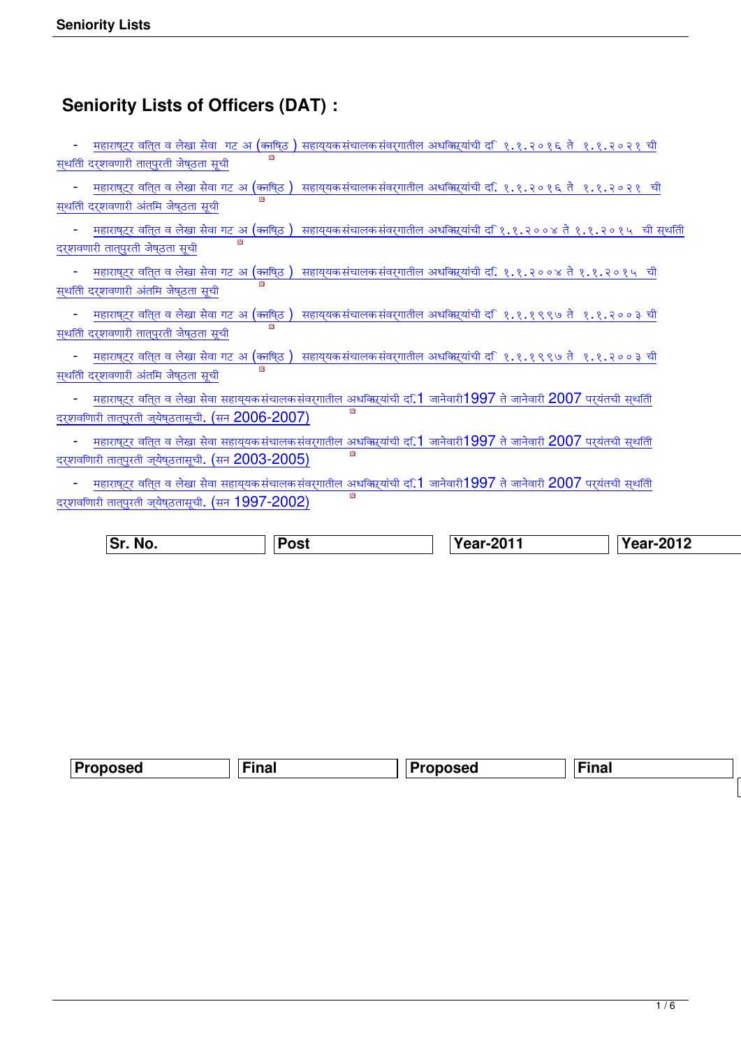## Seniority Lists of Officers (DAT) :

- महाराष्ट्र वित्त व लेखा सेवा गट अ (कनिष्ठ) सहाय्यक संचालक संवर्गातील अधिकाऱ्यांची दि १.१.२०१६ ते १.१.२०२१ ची स्थिती दर्शवणारी तात्पुरती जेष्ठता सूची
- महाराष्ट्र वित्त व लेखा सेवा गट अ (कनिष्ठ) सहाय्यक संचालक संवर्गातील अधिकाऱ्यांची दि. १.१.२०१६ ते १.१.२०२१ ची स्थिती दर्शवणारी अंतिम जेष्ठता सूची
- महाराष्ट्र वित्त व लेखा सेवा गट अ (कनिष्ठ) सहाय्यक संचालक संवर्गातील अधिकाऱ्यांची दि १.१.२००४ ते १.१.२०१५ ची स्थिती दर्शवणारी तात्पुरती जेष्ठता सूची
- महाराष्ट्र वित्त व लेखा सेवा गट अ (कनिष्ठ) सहाय्यक संचालक संवर्गातील अधिकाऱ्यांची दि. १.१.२००४ ते १.१.२०१५ ची स्थिती दर्शवणारी अंतिम जेष्ठता सूची
- महाराष्ट्र वित्त व लेखा सेवा गट अ (कनिष्ठ) सहाय्यक संचालक संवर्गातील अधिकाऱ्यांची दि १.१.१९९७ ते १.१.२००३ ची स्थिती दर्शवणारी तात्पुरती जेष्ठता सूची
- महाराष्ट्र वित्त व लेखा सेवा गट अ (कनिष्ठ) सहाय्यक संचालक संवर्गातील अधिकाऱ्यांची दि १.१.१९९७ ते १.१.२००३ ची स्थिती दर्शवणारी अंतिम जेष्ठता सूची
- महाराष्ट्र वित्त व लेखा सेवा सहाय्यक संचालक संवर्गातील अधिकाऱ्यांची दि.1 जानेवारी1997 ते जानेवारी 2007 पर्यंतची स्थिती दर्शविणारी तात्पुरती ज्येष्ठतासूची. (सन 2006-2007)
- महाराष्ट्र वित्त व लेखा सेवा सहाय्यक संचालक संवर्गातील अधिकाऱ्यांची दि.1 जानेवारी1997 ते जानेवारी 2007 पर्यंतची स्थिती दर्शविणारी तात्पुरती ज्येष्ठतासूची. (सन 2003-2005)
- महाराष्ट्र वित्त व लेखा सेवा सहाय्यक संचालक संवर्गातील अधिकाऱ्यांची दि.1 जानेवारी1997 ते जानेवारी 2007 पर्यंतची स्थिती दर्शविणारी तात्पुरती ज्येष्ठतासूची. (सन 1997-2002)

| Sr. No. | Post | Year-2011 | | Year-2012 | |
|---|---|---|---|---|---|
| | | Proposed | Final | Proposed | Final |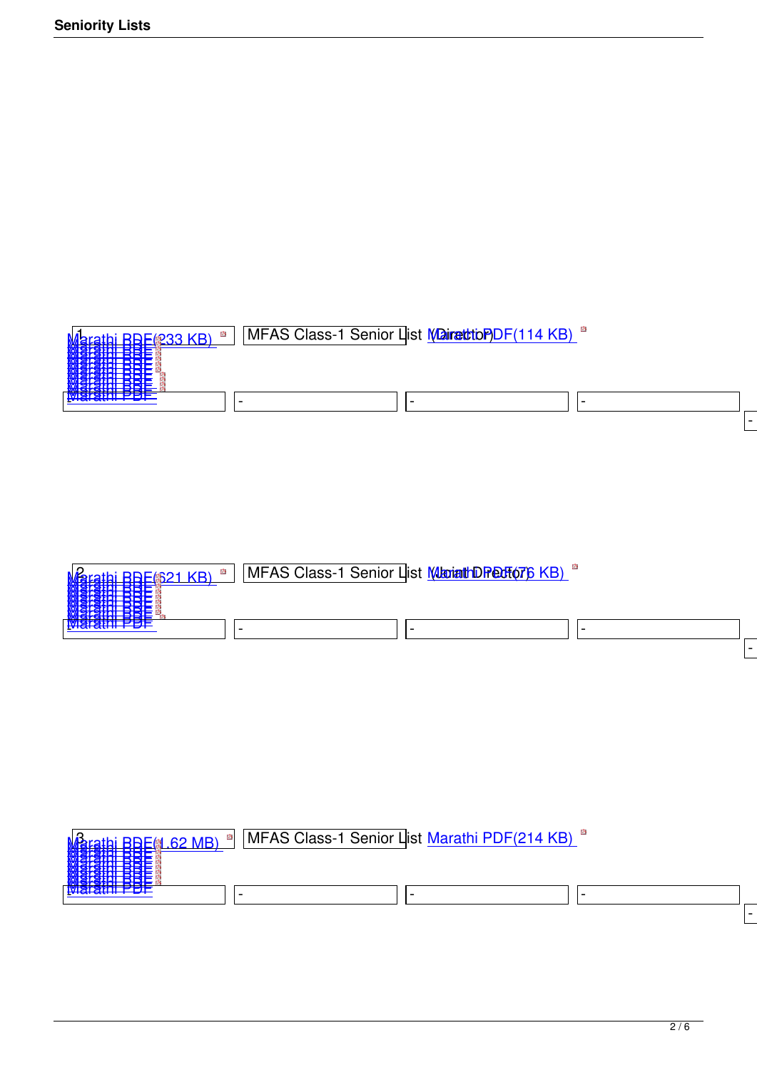| 1 | MFAS Class-1 Senior List (Director) | Marathi PDF(233 KB) | Marathi PDF(114 KB) |
| --- | --- | --- | --- |
| Marathi PDF | - | - | - |
| 2 | MFAS Class-1 Senior List (Joint Director) | Marathi PDF(621 KB) | Marathi PDF(76 KB) |
| Marathi PDF | - | - | - |
| 3 | MFAS Class-1 Senior List | Marathi PDF(1.62 MB) | Marathi PDF(214 KB) |
| Marathi PDF | - | - | - |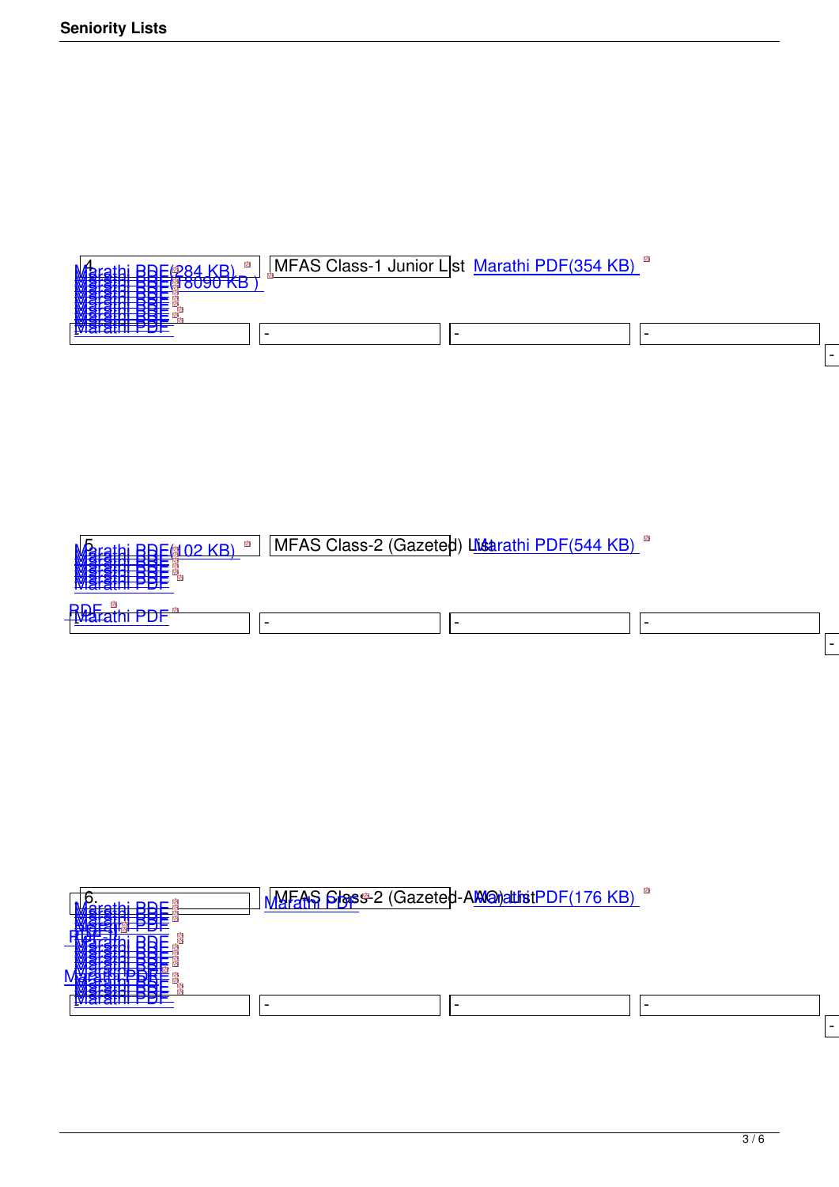| 4. | MFAS Class-1 Junior List | Marathi PDF(354 KB) |
|---|---|---|
| Marathi PDF(284 KB) | | |
| Marathi PDF(8090 KB ) | | |
| Marathi PDF | | |
| Marathi PDF | | |
| Marathi PDF | | |
| Marathi PDF | | |
| Marathi PDF | | |
| Marathi PDF | - | - | - |

| 5. | MFAS Class-2 (Gazeted) List | Marathi PDF(544 KB) |
|---|---|---|
| Marathi PDF(102 KB) | | |
| Marathi PDF | | |
| Marathi PDF | | |
| Marathi PDF | | |
| Marathi PDF | | |
| PDF | | |
| Marathi PDF | - | - | - |

| 6. | MFAS Class-2 (Gazeted-AAO) List | Marathi PDF(176 KB) |
|---|---|---|
| Marathi PDF | Marathi PDF | |
| Marathi PDF | | |
| Marathi PDF | | |
| Marathi PDF | | |
| PDF | | |
| Marathi PDF | | |
| Marathi PDF | | |
| Marathi PDF | | |
| Marathi PDF | | |
| Marathi PDF | | |
| Marathi PDF | | |
| Marathi PDF | | |
| Marathi PDF | - | - | - |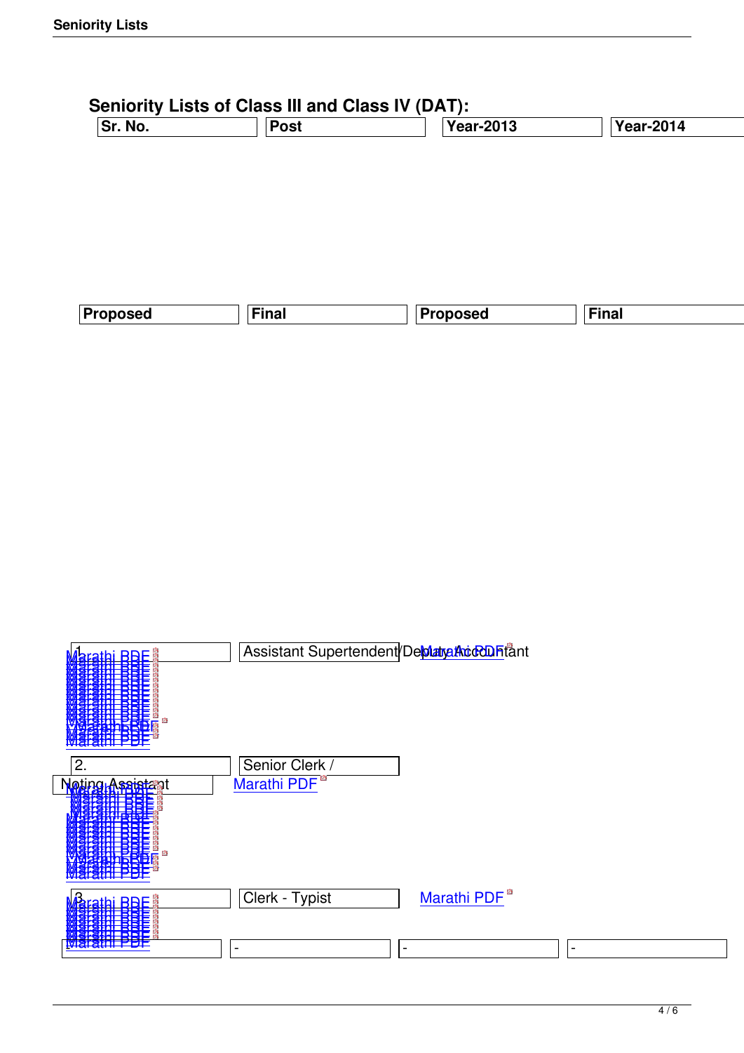## Seniority Lists of Class III and Class IV (DAT):

| Sr. No. | Post | Year-2013 | | Year-2014 | |
|---|---|---|---|---|---|
| | | Proposed | Final | Proposed | Final |
| 1. | Assistant Supertendent/Deputy Accountant | Marathi PDF | Marathi PDF | Marathi PDF | Marathi PDF |
| 2. | Senior Clerk / Noting Assistant | Marathi PDF | Marathi PDF | Marathi PDF | Marathi PDF |
| 3. | Clerk - Typist | Marathi PDF | - | - | - |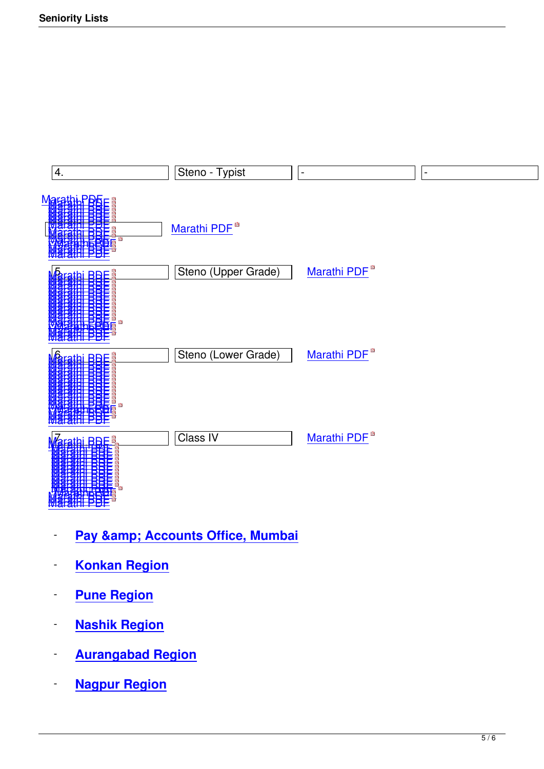| 4. | Steno - Typist | - | - |
|---|---|---|---|
| Marathi PDF | Marathi PDF | | |
| 5. | Steno (Upper Grade) | Marathi PDF | |
| 6. | Steno (Lower Grade) | Marathi PDF | |
| 7. | Class IV | Marathi PDF | |

- **Pay &amp; Accounts Office, Mumbai**
- **Konkan Region**
- **Pune Region**
- **Nashik Region**
- **Aurangabad Region**
- **Nagpur Region**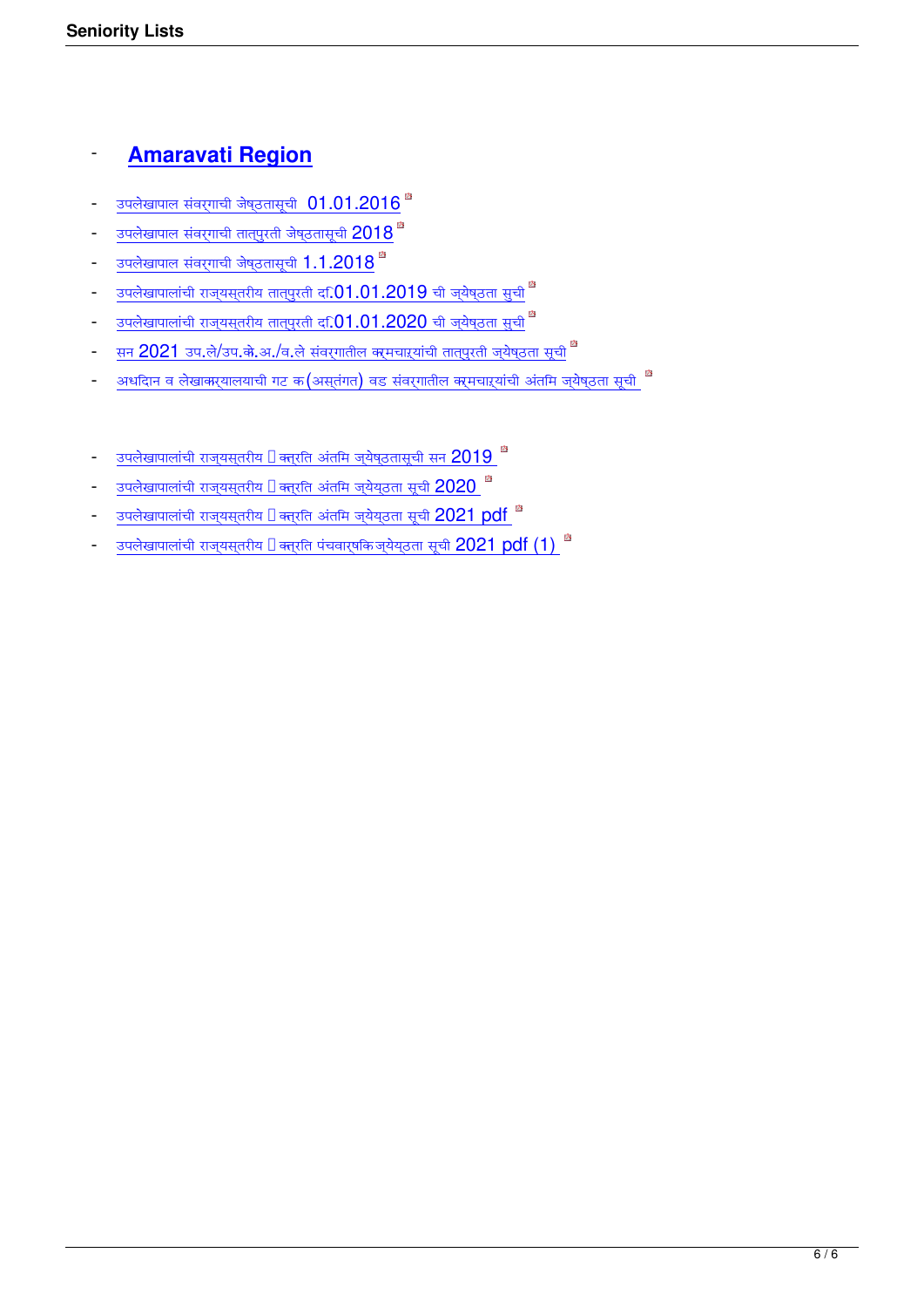- **Amaravati Region**

- उपलेखापाल संवर्गाची जेष्ठतासूची 01.01.2016
- उपलेखापाल संवर्गाची तात्पुरती जेष्ठतासूची 2018
- उपलेखापाल संवर्गाची जेष्ठतासूची 1.1.2018
- उपलेखापालांची राज्यस्तरीय तात्पुरती दि.01.01.2019 ची ज्येष्ठता सुची
- उपलेखापालांची राज्यस्तरीय तात्पुरती दि.01.01.2020 ची ज्येष्ठता सुची
- सन 2021 उप.ले/उप.के.अ./व.ले संवर्गातील कर्मचाऱ्यांची तात्पुरती ज्येष्ठता सूची
- अधिदान व लेखाकार्यालयाची गट क(असतंगत) वड संवर्गातील कर्मचाऱ्यांची अंतमि ज्येष्ठता सूची

- उपलेखापालांची राज्यस्तरीय एकत्रित अंतमि ज्येष्ठतासूची सन 2019
- उपलेखापालांची राज्यस्तरीय एकत्रित अंतमि ज्येय्ठता सूची 2020
- उपलेखापालांची राज्यस्तरीय एकत्रित अंतमि ज्येय्ठता सूची 2021 pdf
- उपलेखापालांची राज्यस्तरीय एकत्रित पंचवार्षकि ज्येय्ठता सूची 2021 pdf (1)